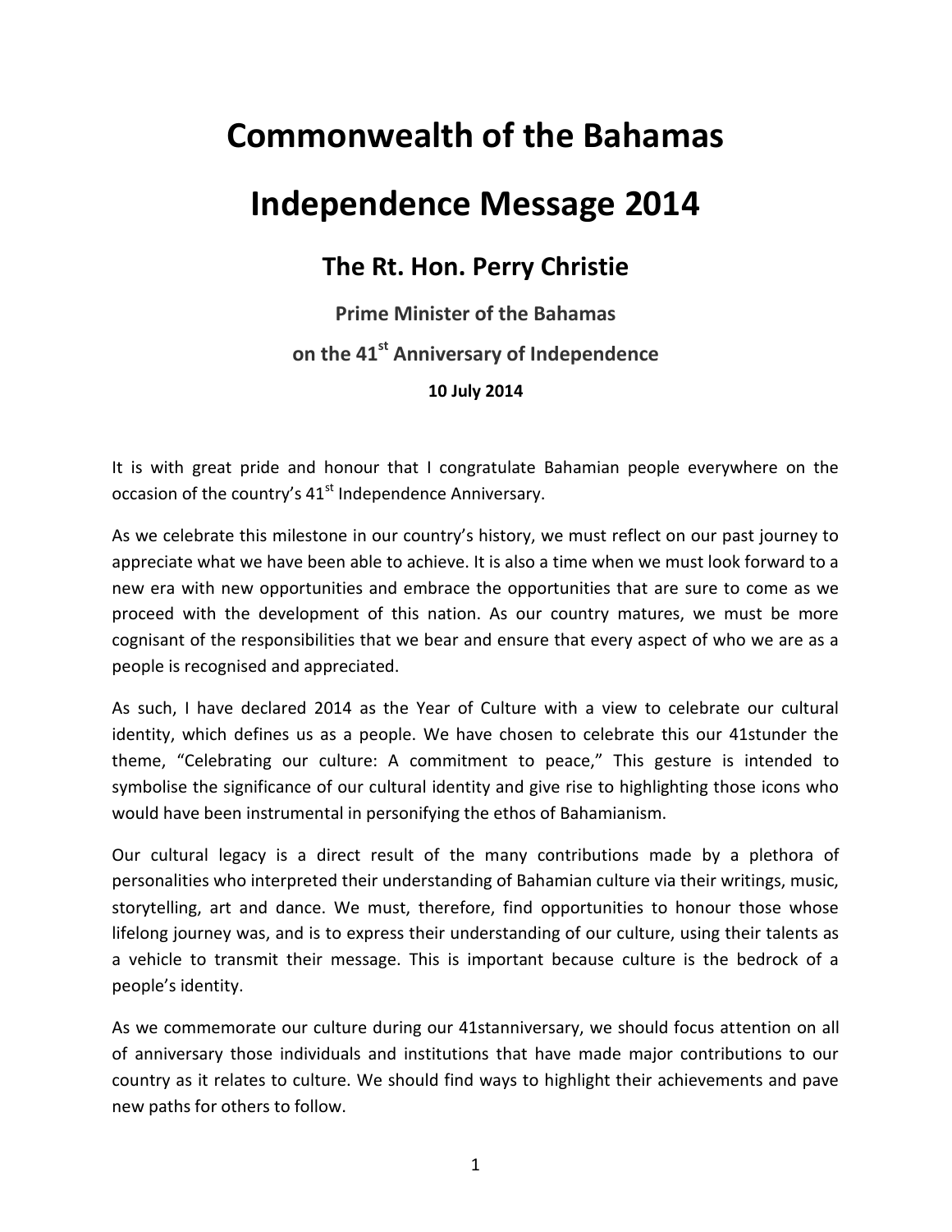# Commonwealth of the Bahamas

# Independence Message 2014

## The Rt. Hon. Perry Christie

### Prime Minister of the Bahamas

### on the 41st Anniversary of Independence

**10 July 2014**

It is with great pride and honour that I congratulate Bahamian people everywhere on the occasion of the country's 41st Independence Anniversary.

As we celebrate this milestone in our country's history, we must reflect on our past journey to appreciate what we have been able to achieve. It is also a time when we must look forward to a new era with new opportunities and embrace the opportunities that are sure to come as we proceed with the development of this nation. As our country matures, we must be more cognisant of the responsibilities that we bear and ensure that every aspect of who we are as a people is recognised and appreciated.

As such, I have declared 2014 as the Year of Culture with a view to celebrate our cultural identity, which defines us as a people. We have chosen to celebrate this our 41stunder the theme, "Celebrating our culture: A commitment to peace," This gesture is intended to symbolise the significance of our cultural identity and give rise to highlighting those icons who would have been instrumental in personifying the ethos of Bahamianism.

Our cultural legacy is a direct result of the many contributions made by a plethora of personalities who interpreted their understanding of Bahamian culture via their writings, music, storytelling, art and dance. We must, therefore, find opportunities to honour those whose lifelong journey was, and is to express their understanding of our culture, using their talents as a vehicle to transmit their message. This is important because culture is the bedrock of a people's identity.

As we commemorate our culture during our 41stanniversary, we should focus attention on all of anniversary those individuals and institutions that have made major contributions to our country as it relates to culture. We should find ways to highlight their achievements and pave new paths for others to follow.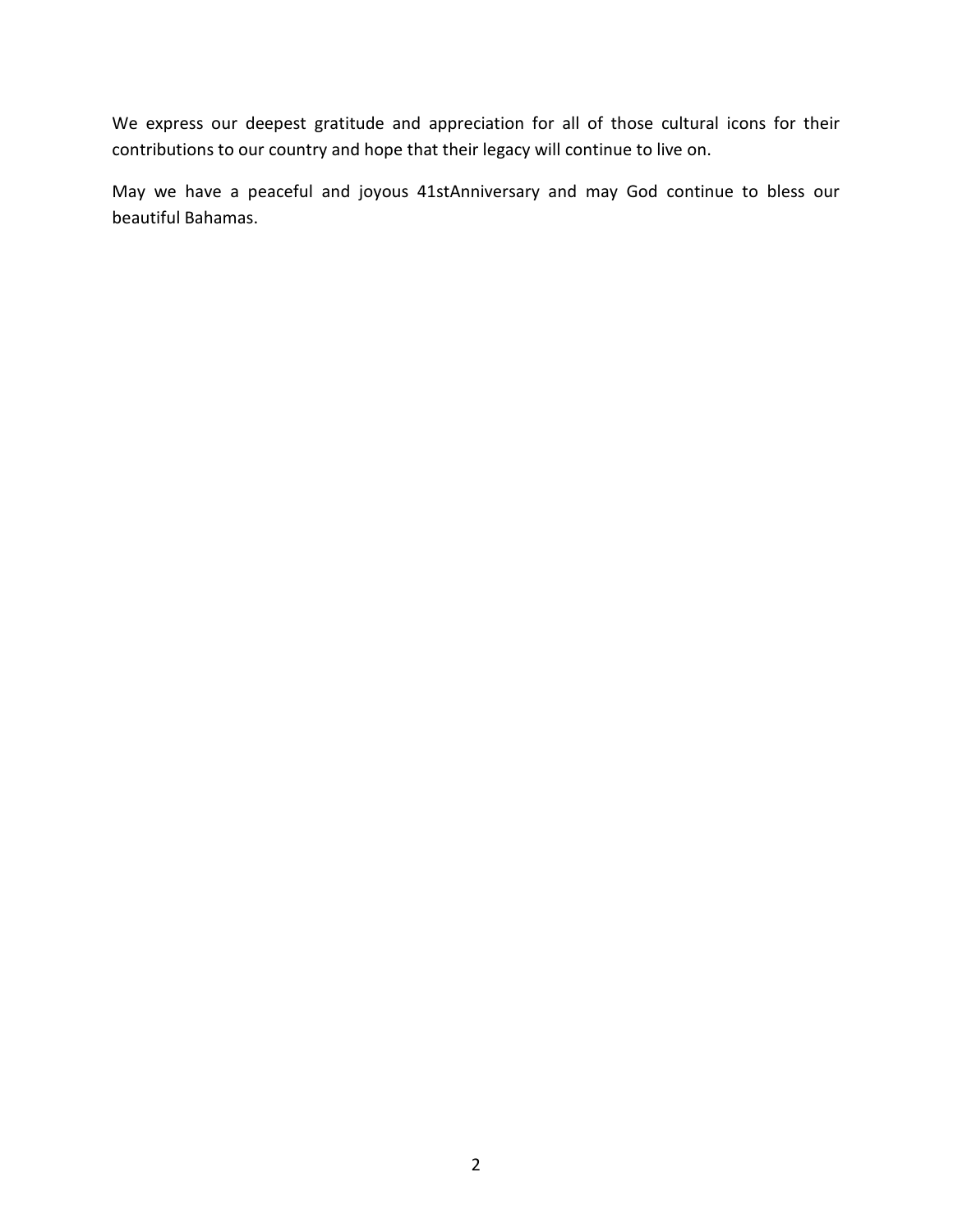We express our deepest gratitude and appreciation for all of those cultural icons for their contributions to our country and hope that their legacy will continue to live on.

May we have a peaceful and joyous 41stAnniversary and may God continue to bless our beautiful Bahamas.